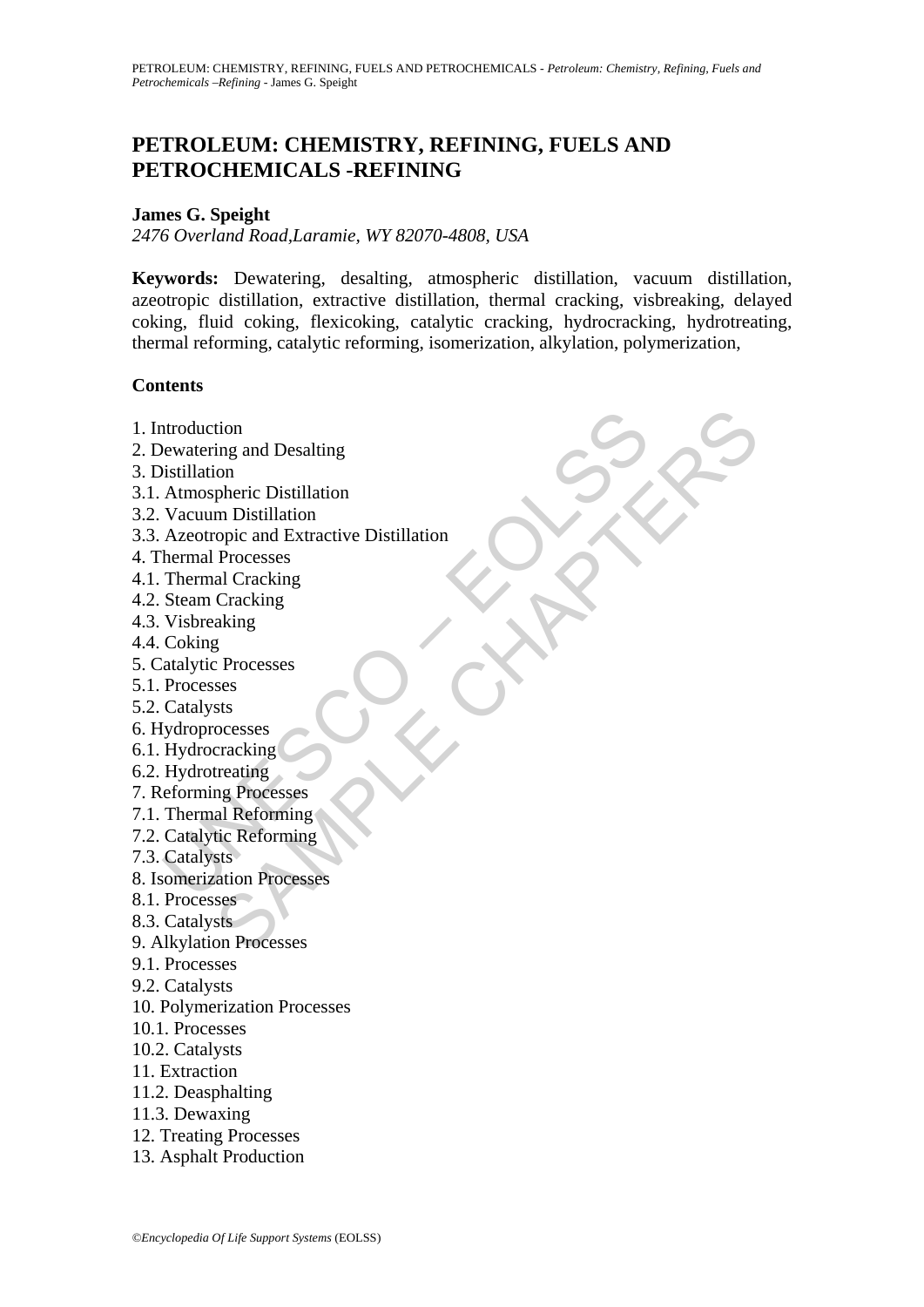# PETROLEUM: CHEMISTRY, REFINING, FUELS AND PETROCHEMICALS -REFINING

**James G. Speight**

*2476 Overland Road,Laramie, WY 82070-4808, USA*

**Keywords:** Dewatering, desalting, atmospheric distillation, vacuum distillation, azeotropic distillation, extractive distillation, thermal cracking, visbreaking, delayed coking, fluid coking, flexicoking, catalytic cracking, hydrocracking, hydrotreating, thermal reforming, catalytic reforming, isomerization, alkylation, polymerization,

## Contents

1. Introduction
2. Dewatering and Desalting
3. Distillation
3.1. Atmospheric Distillation
3.2. Vacuum Distillation
3.3. Azeotropic and Extractive Distillation
4. Thermal Processes
4.1. Thermal Cracking
4.2. Steam Cracking
4.3. Visbreaking
4.4. Coking
5. Catalytic Processes
5.1. Processes
5.2. Catalysts
6. Hydroprocesses
6.1. Hydrocracking
6.2. Hydrotreating
7. Reforming Processes
7.1. Thermal Reforming
7.2. Catalytic Reforming
7.3. Catalysts
8. Isomerization Processes
8.1. Processes
8.3. Catalysts
9. Alkylation Processes
9.1. Processes
9.2. Catalysts
10. Polymerization Processes
10.1. Processes
10.2. Catalysts
11. Extraction
11.2. Deasphalting
11.3. Dewaxing
12. Treating Processes
13. Asphalt Production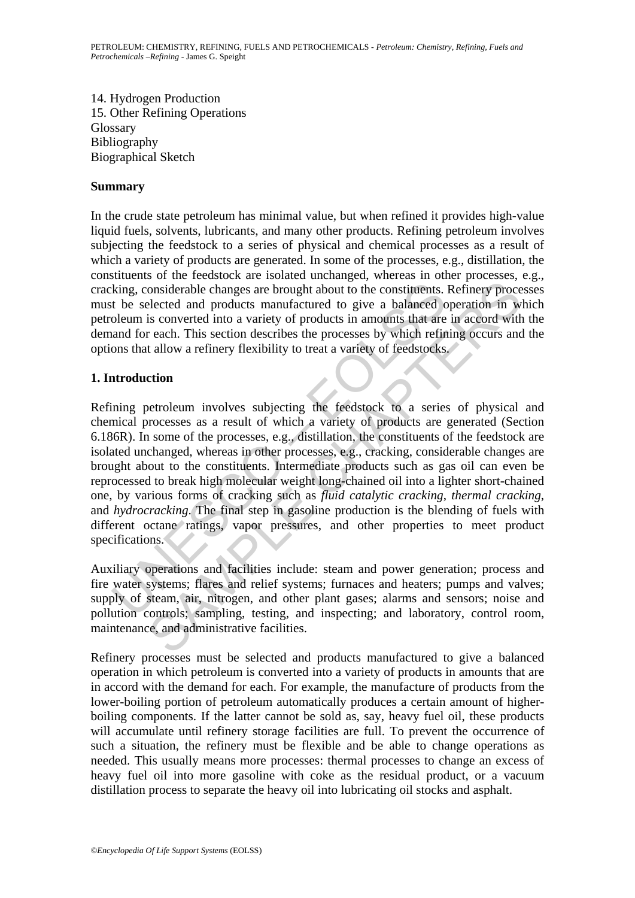14. Hydrogen Production
15. Other Refining Operations
Glossary
Bibliography
Biographical Sketch

**Summary**

In the crude state petroleum has minimal value, but when refined it provides high-value liquid fuels, solvents, lubricants, and many other products. Refining petroleum involves subjecting the feedstock to a series of physical and chemical processes as a result of which a variety of products are generated. In some of the processes, e.g., distillation, the constituents of the feedstock are isolated unchanged, whereas in other processes, e.g., cracking, considerable changes are brought about to the constituents. Refinery processes must be selected and products manufactured to give a balanced operation in which petroleum is converted into a variety of products in amounts that are in accord with the demand for each. This section describes the processes by which refining occurs and the options that allow a refinery flexibility to treat a variety of feedstocks.

## 1. Introduction

Refining petroleum involves subjecting the feedstock to a series of physical and chemical processes as a result of which a variety of products are generated (Section 6.186R). In some of the processes, e.g., distillation, the constituents of the feedstock are isolated unchanged, whereas in other processes, e.g., cracking, considerable changes are brought about to the constituents. Intermediate products such as gas oil can even be reprocessed to break high molecular weight long-chained oil into a lighter short-chained one, by various forms of cracking such as *fluid catalytic cracking*, *thermal cracking*, and *hydrocracking*. The final step in gasoline production is the blending of fuels with different octane ratings, vapor pressures, and other properties to meet product specifications.

Auxiliary operations and facilities include: steam and power generation; process and fire water systems; flares and relief systems; furnaces and heaters; pumps and valves; supply of steam, air, nitrogen, and other plant gases; alarms and sensors; noise and pollution controls; sampling, testing, and inspecting; and laboratory, control room, maintenance, and administrative facilities.

Refinery processes must be selected and products manufactured to give a balanced operation in which petroleum is converted into a variety of products in amounts that are in accord with the demand for each. For example, the manufacture of products from the lower-boiling portion of petroleum automatically produces a certain amount of higher-boiling components. If the latter cannot be sold as, say, heavy fuel oil, these products will accumulate until refinery storage facilities are full. To prevent the occurrence of such a situation, the refinery must be flexible and be able to change operations as needed. This usually means more processes: thermal processes to change an excess of heavy fuel oil into more gasoline with coke as the residual product, or a vacuum distillation process to separate the heavy oil into lubricating oil stocks and asphalt.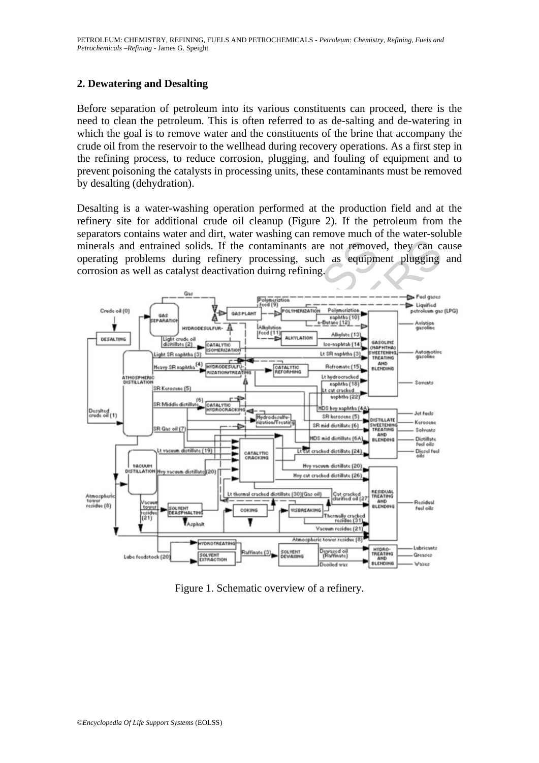## 2. Dewatering and Desalting

Before separation of petroleum into its various constituents can proceed, there is the need to clean the petroleum. This is often referred to as de-salting and de-watering in which the goal is to remove water and the constituents of the brine that accompany the crude oil from the reservoir to the wellhead during recovery operations. As a first step in the refining process, to reduce corrosion, plugging, and fouling of equipment and to prevent poisoning the catalysts in processing units, these contaminants must be removed by desalting (dehydration).

Desalting is a water-washing operation performed at the production field and at the refinery site for additional crude oil cleanup (Figure 2). If the petroleum from the separators contains water and dirt, water washing can remove much of the water-soluble minerals and entrained solids. If the contaminants are not removed, they can cause operating problems during refinery processing, such as equipment plugging and corrosion as well as catalyst deactivation duirng refining.

Figure 1. Schematic overview of a refinery.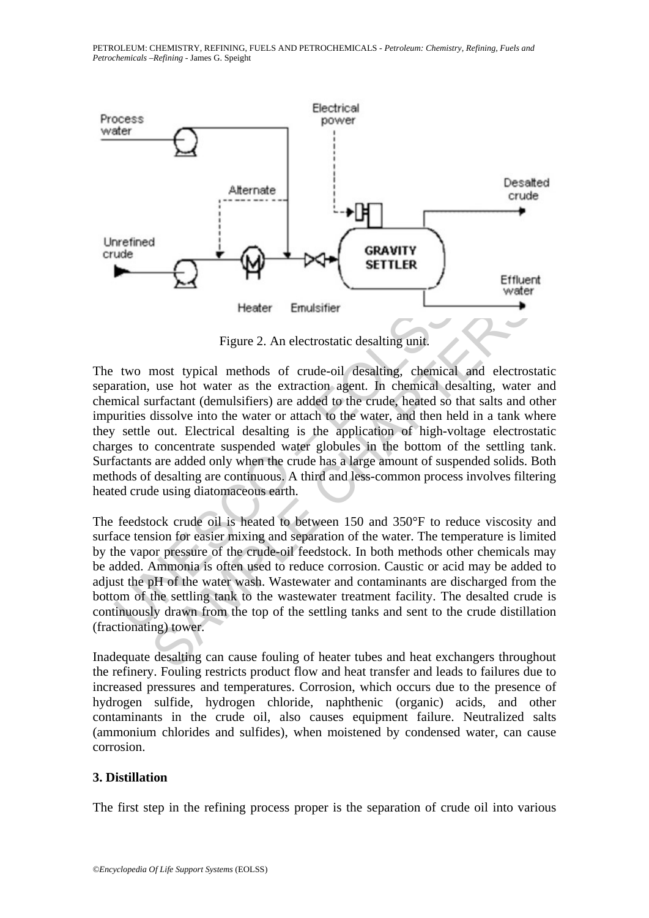Figure 2. An electrostatic desalting unit.

The two most typical methods of crude-oil desalting, chemical and electrostatic separation, use hot water as the extraction agent. In chemical desalting, water and chemical surfactant (demulsifiers) are added to the crude, heated so that salts and other impurities dissolve into the water or attach to the water, and then held in a tank where they settle out. Electrical desalting is the application of high-voltage electrostatic charges to concentrate suspended water globules in the bottom of the settling tank. Surfactants are added only when the crude has a large amount of suspended solids. Both methods of desalting are continuous. A third and less-common process involves filtering heated crude using diatomaceous earth.

The feedstock crude oil is heated to between 150 and 350°F to reduce viscosity and surface tension for easier mixing and separation of the water. The temperature is limited by the vapor pressure of the crude-oil feedstock. In both methods other chemicals may be added. Ammonia is often used to reduce corrosion. Caustic or acid may be added to adjust the pH of the water wash. Wastewater and contaminants are discharged from the bottom of the settling tank to the wastewater treatment facility. The desalted crude is continuously drawn from the top of the settling tanks and sent to the crude distillation (fractionating) tower.

Inadequate desalting can cause fouling of heater tubes and heat exchangers throughout the refinery. Fouling restricts product flow and heat transfer and leads to failures due to increased pressures and temperatures. Corrosion, which occurs due to the presence of hydrogen sulfide, hydrogen chloride, naphthenic (organic) acids, and other contaminants in the crude oil, also causes equipment failure. Neutralized salts (ammonium chlorides and sulfides), when moistened by condensed water, can cause corrosion.

### 3. Distillation

The first step in the refining process proper is the separation of crude oil into various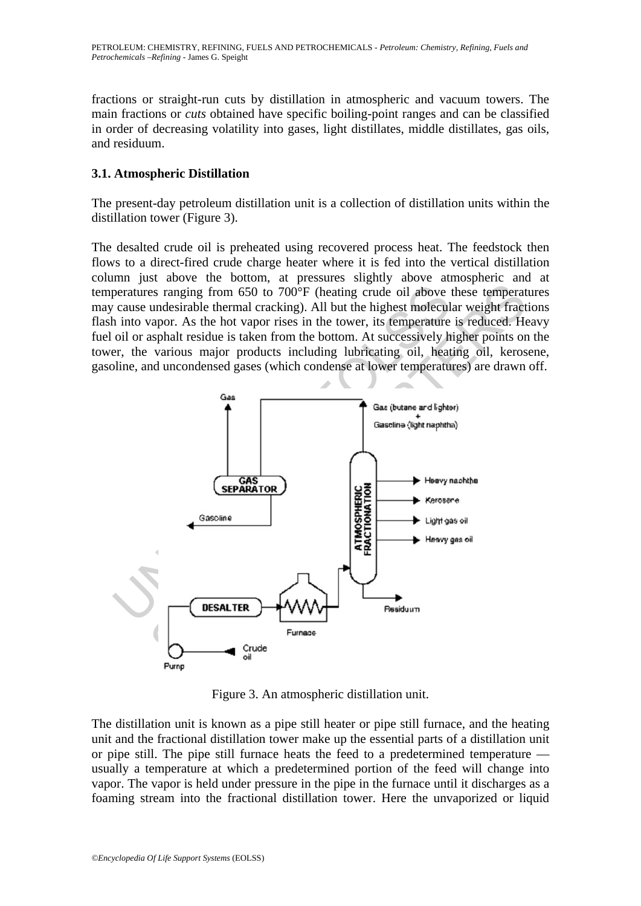fractions or straight-run cuts by distillation in atmospheric and vacuum towers. The main fractions or *cuts* obtained have specific boiling-point ranges and can be classified in order of decreasing volatility into gases, light distillates, middle distillates, gas oils, and residuum.

### 3.1. Atmospheric Distillation

The present-day petroleum distillation unit is a collection of distillation units within the distillation tower (Figure 3).

The desalted crude oil is preheated using recovered process heat. The feedstock then flows to a direct-fired crude charge heater where it is fed into the vertical distillation column just above the bottom, at pressures slightly above atmospheric and at temperatures ranging from 650 to 700°F (heating crude oil above these temperatures may cause undesirable thermal cracking). All but the highest molecular weight fractions flash into vapor. As the hot vapor rises in the tower, its temperature is reduced. Heavy fuel oil or asphalt residue is taken from the bottom. At successively higher points on the tower, the various major products including lubricating oil, heating oil, kerosene, gasoline, and uncondensed gases (which condense at lower temperatures) are drawn off.

Figure 3. An atmospheric distillation unit.

The distillation unit is known as a pipe still heater or pipe still furnace, and the heating unit and the fractional distillation tower make up the essential parts of a distillation unit or pipe still. The pipe still furnace heats the feed to a predetermined temperature — usually a temperature at which a predetermined portion of the feed will change into vapor. The vapor is held under pressure in the pipe in the furnace until it discharges as a foaming stream into the fractional distillation tower. Here the unvaporized or liquid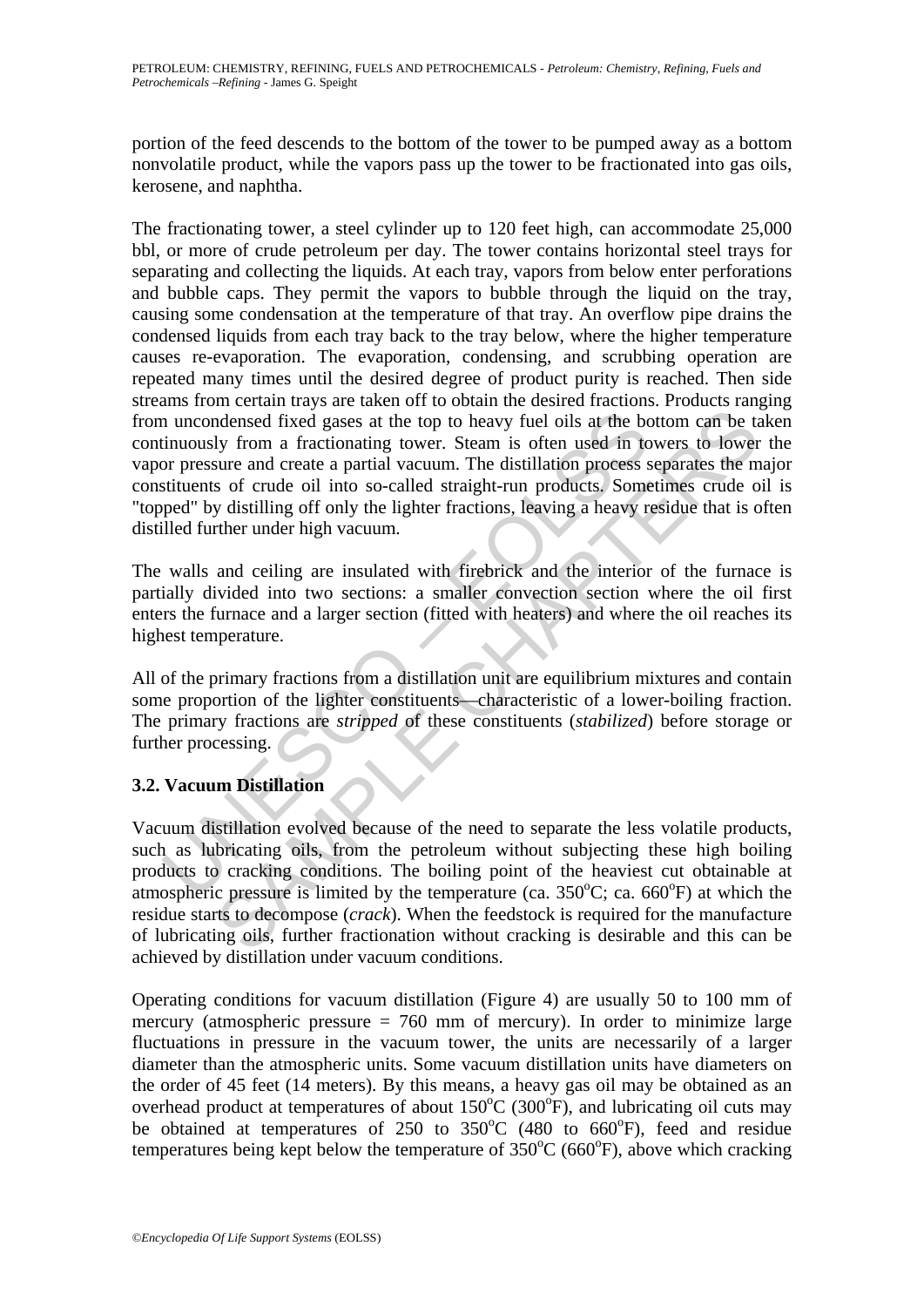portion of the feed descends to the bottom of the tower to be pumped away as a bottom nonvolatile product, while the vapors pass up the tower to be fractionated into gas oils, kerosene, and naphtha.

The fractionating tower, a steel cylinder up to 120 feet high, can accommodate 25,000 bbl, or more of crude petroleum per day. The tower contains horizontal steel trays for separating and collecting the liquids. At each tray, vapors from below enter perforations and bubble caps. They permit the vapors to bubble through the liquid on the tray, causing some condensation at the temperature of that tray. An overflow pipe drains the condensed liquids from each tray back to the tray below, where the higher temperature causes re-evaporation. The evaporation, condensing, and scrubbing operation are repeated many times until the desired degree of product purity is reached. Then side streams from certain trays are taken off to obtain the desired fractions. Products ranging from uncondensed fixed gases at the top to heavy fuel oils at the bottom can be taken continuously from a fractionating tower. Steam is often used in towers to lower the vapor pressure and create a partial vacuum. The distillation process separates the major constituents of crude oil into so-called straight-run products. Sometimes crude oil is "topped" by distilling off only the lighter fractions, leaving a heavy residue that is often distilled further under high vacuum.

The walls and ceiling are insulated with firebrick and the interior of the furnace is partially divided into two sections: a smaller convection section where the oil first enters the furnace and a larger section (fitted with heaters) and where the oil reaches its highest temperature.

All of the primary fractions from a distillation unit are equilibrium mixtures and contain some proportion of the lighter constituents—characteristic of a lower-boiling fraction. The primary fractions are *stripped* of these constituents (*stabilized*) before storage or further processing.

### 3.2. Vacuum Distillation

Vacuum distillation evolved because of the need to separate the less volatile products, such as lubricating oils, from the petroleum without subjecting these high boiling products to cracking conditions. The boiling point of the heaviest cut obtainable at atmospheric pressure is limited by the temperature (ca. 350°C; ca. 660°F) at which the residue starts to decompose (*crack*). When the feedstock is required for the manufacture of lubricating oils, further fractionation without cracking is desirable and this can be achieved by distillation under vacuum conditions.

Operating conditions for vacuum distillation (Figure 4) are usually 50 to 100 mm of mercury (atmospheric pressure = 760 mm of mercury). In order to minimize large fluctuations in pressure in the vacuum tower, the units are necessarily of a larger diameter than the atmospheric units. Some vacuum distillation units have diameters on the order of 45 feet (14 meters). By this means, a heavy gas oil may be obtained as an overhead product at temperatures of about 150°C (300°F), and lubricating oil cuts may be obtained at temperatures of 250 to 350°C (480 to 660°F), feed and residue temperatures being kept below the temperature of 350°C (660°F), above which cracking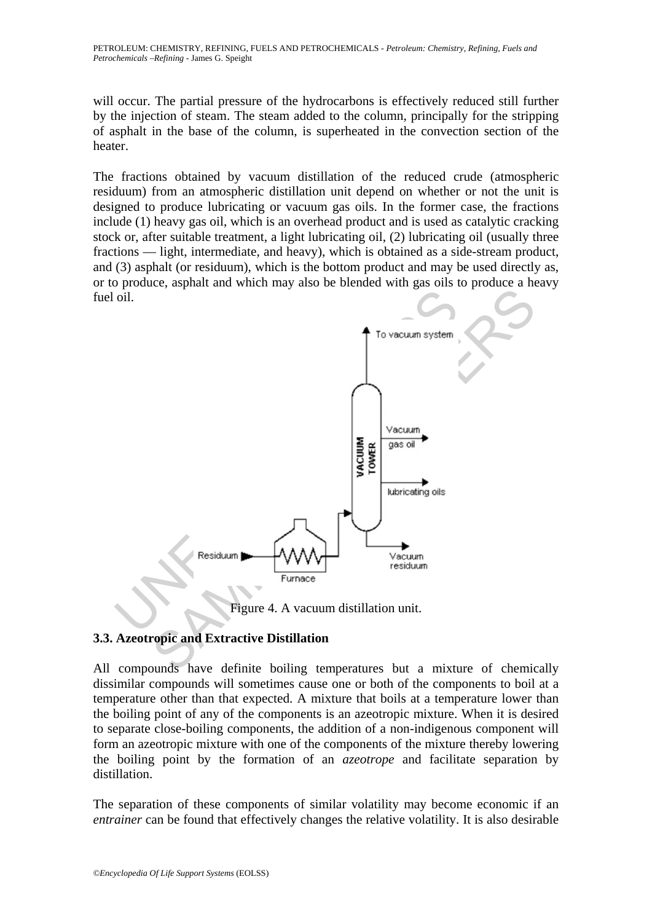will occur. The partial pressure of the hydrocarbons is effectively reduced still further by the injection of steam. The steam added to the column, principally for the stripping of asphalt in the base of the column, is superheated in the convection section of the heater.

The fractions obtained by vacuum distillation of the reduced crude (atmospheric residuum) from an atmospheric distillation unit depend on whether or not the unit is designed to produce lubricating or vacuum gas oils. In the former case, the fractions include (1) heavy gas oil, which is an overhead product and is used as catalytic cracking stock or, after suitable treatment, a light lubricating oil, (2) lubricating oil (usually three fractions — light, intermediate, and heavy), which is obtained as a side-stream product, and (3) asphalt (or residuum), which is the bottom product and may be used directly as, or to produce, asphalt and which may also be blended with gas oils to produce a heavy fuel oil.

Figure 4. A vacuum distillation unit.

### 3.3. Azeotropic and Extractive Distillation

All compounds have definite boiling temperatures but a mixture of chemically dissimilar compounds will sometimes cause one or both of the components to boil at a temperature other than that expected. A mixture that boils at a temperature lower than the boiling point of any of the components is an azeotropic mixture. When it is desired to separate close-boiling components, the addition of a non-indigenous component will form an azeotropic mixture with one of the components of the mixture thereby lowering the boiling point by the formation of an *azeotrope* and facilitate separation by distillation.

The separation of these components of similar volatility may become economic if an *entrainer* can be found that effectively changes the relative volatility. It is also desirable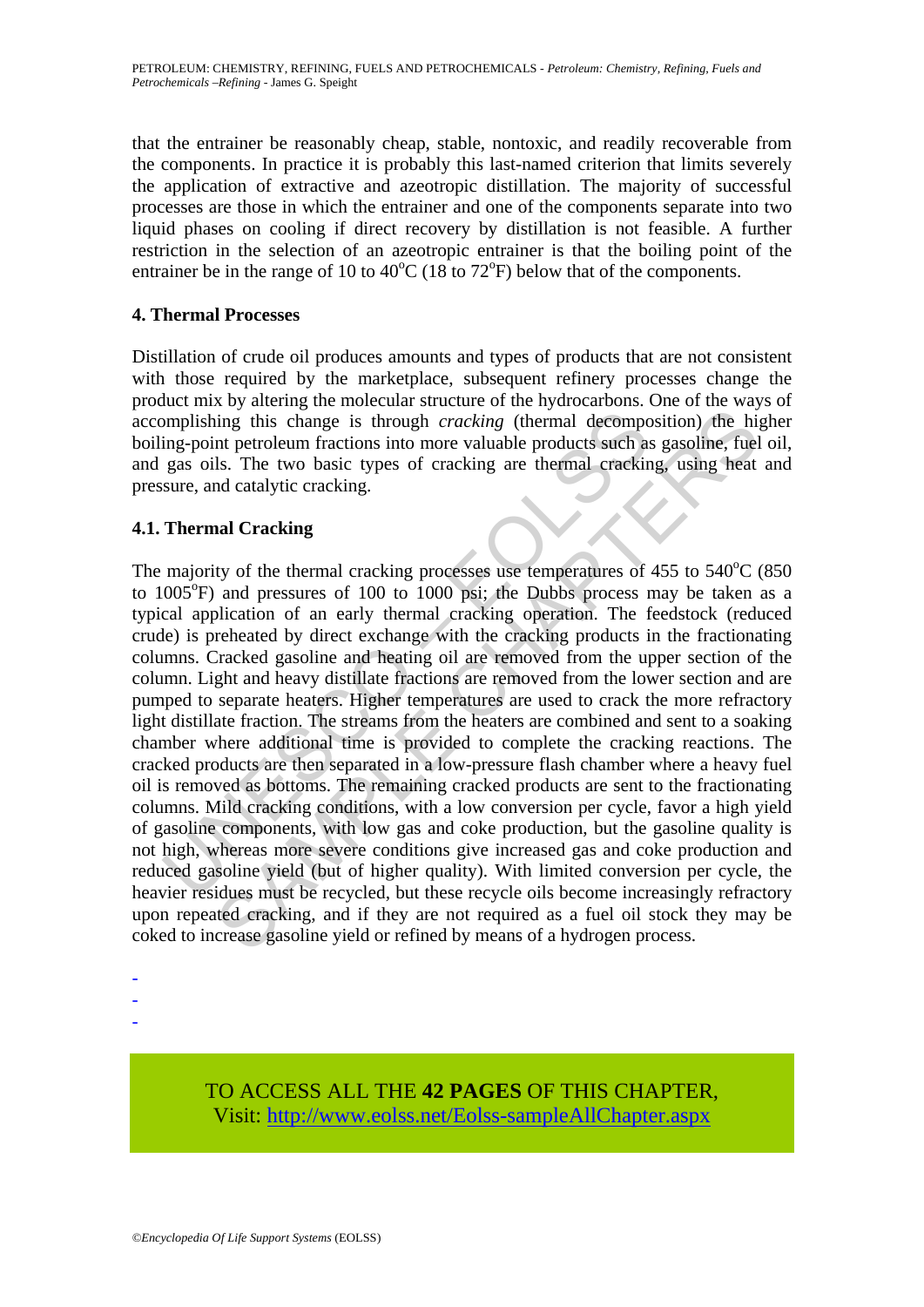that the entrainer be reasonably cheap, stable, nontoxic, and readily recoverable from the components. In practice it is probably this last-named criterion that limits severely the application of extractive and azeotropic distillation. The majority of successful processes are those in which the entrainer and one of the components separate into two liquid phases on cooling if direct recovery by distillation is not feasible. A further restriction in the selection of an azeotropic entrainer is that the boiling point of the entrainer be in the range of 10 to 40°C (18 to 72°F) below that of the components.

## 4. Thermal Processes

Distillation of crude oil produces amounts and types of products that are not consistent with those required by the marketplace, subsequent refinery processes change the product mix by altering the molecular structure of the hydrocarbons. One of the ways of accomplishing this change is through *cracking* (thermal decomposition) the higher boiling-point petroleum fractions into more valuable products such as gasoline, fuel oil, and gas oils. The two basic types of cracking are thermal cracking, using heat and pressure, and catalytic cracking.

### 4.1. Thermal Cracking

The majority of the thermal cracking processes use temperatures of 455 to 540°C (850 to 1005°F) and pressures of 100 to 1000 psi; the Dubbs process may be taken as a typical application of an early thermal cracking operation. The feedstock (reduced crude) is preheated by direct exchange with the cracking products in the fractionating columns. Cracked gasoline and heating oil are removed from the upper section of the column. Light and heavy distillate fractions are removed from the lower section and are pumped to separate heaters. Higher temperatures are used to crack the more refractory light distillate fraction. The streams from the heaters are combined and sent to a soaking chamber where additional time is provided to complete the cracking reactions. The cracked products are then separated in a low-pressure flash chamber where a heavy fuel oil is removed as bottoms. The remaining cracked products are sent to the fractionating columns. Mild cracking conditions, with a low conversion per cycle, favor a high yield of gasoline components, with low gas and coke production, but the gasoline quality is not high, whereas more severe conditions give increased gas and coke production and reduced gasoline yield (but of higher quality). With limited conversion per cycle, the heavier residues must be recycled, but these recycle oils become increasingly refractory upon repeated cracking, and if they are not required as a fuel oil stock they may be coked to increase gasoline yield or refined by means of a hydrogen process.

-
-
-

TO ACCESS ALL THE **42 PAGES** OF THIS CHAPTER,
Visit: http://www.eolss.net/Eolss-sampleAllChapter.aspx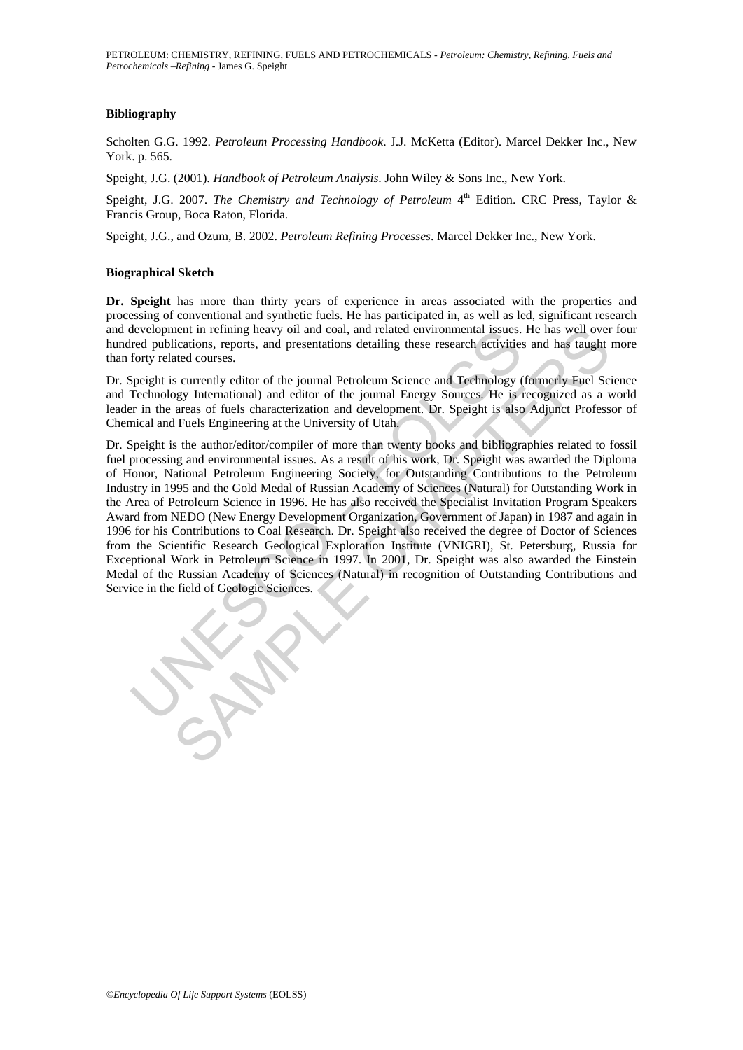### Bibliography

Scholten G.G. 1992. *Petroleum Processing Handbook*. J.J. McKetta (Editor). Marcel Dekker Inc., New York. p. 565.

Speight, J.G. (2001). *Handbook of Petroleum Analysis*. John Wiley & Sons Inc., New York.

Speight, J.G. 2007. *The Chemistry and Technology of Petroleum* 4th Edition. CRC Press, Taylor & Francis Group, Boca Raton, Florida.

Speight, J.G., and Ozum, B. 2002. *Petroleum Refining Processes*. Marcel Dekker Inc., New York.

### Biographical Sketch

**Dr. Speight** has more than thirty years of experience in areas associated with the properties and processing of conventional and synthetic fuels. He has participated in, as well as led, significant research and development in refining heavy oil and coal, and related environmental issues. He has well over four hundred publications, reports, and presentations detailing these research activities and has taught more than forty related courses.

Dr. Speight is currently editor of the journal Petroleum Science and Technology (formerly Fuel Science and Technology International) and editor of the journal Energy Sources. He is recognized as a world leader in the areas of fuels characterization and development. Dr. Speight is also Adjunct Professor of Chemical and Fuels Engineering at the University of Utah.

Dr. Speight is the author/editor/compiler of more than twenty books and bibliographies related to fossil fuel processing and environmental issues. As a result of his work, Dr. Speight was awarded the Diploma of Honor, National Petroleum Engineering Society, for Outstanding Contributions to the Petroleum Industry in 1995 and the Gold Medal of Russian Academy of Sciences (Natural) for Outstanding Work in the Area of Petroleum Science in 1996. He has also received the Specialist Invitation Program Speakers Award from NEDO (New Energy Development Organization, Government of Japan) in 1987 and again in 1996 for his Contributions to Coal Research. Dr. Speight also received the degree of Doctor of Sciences from the Scientific Research Geological Exploration Institute (VNIGRI), St. Petersburg, Russia for Exceptional Work in Petroleum Science in 1997. In 2001, Dr. Speight was also awarded the Einstein Medal of the Russian Academy of Sciences (Natural) in recognition of Outstanding Contributions and Service in the field of Geologic Sciences.